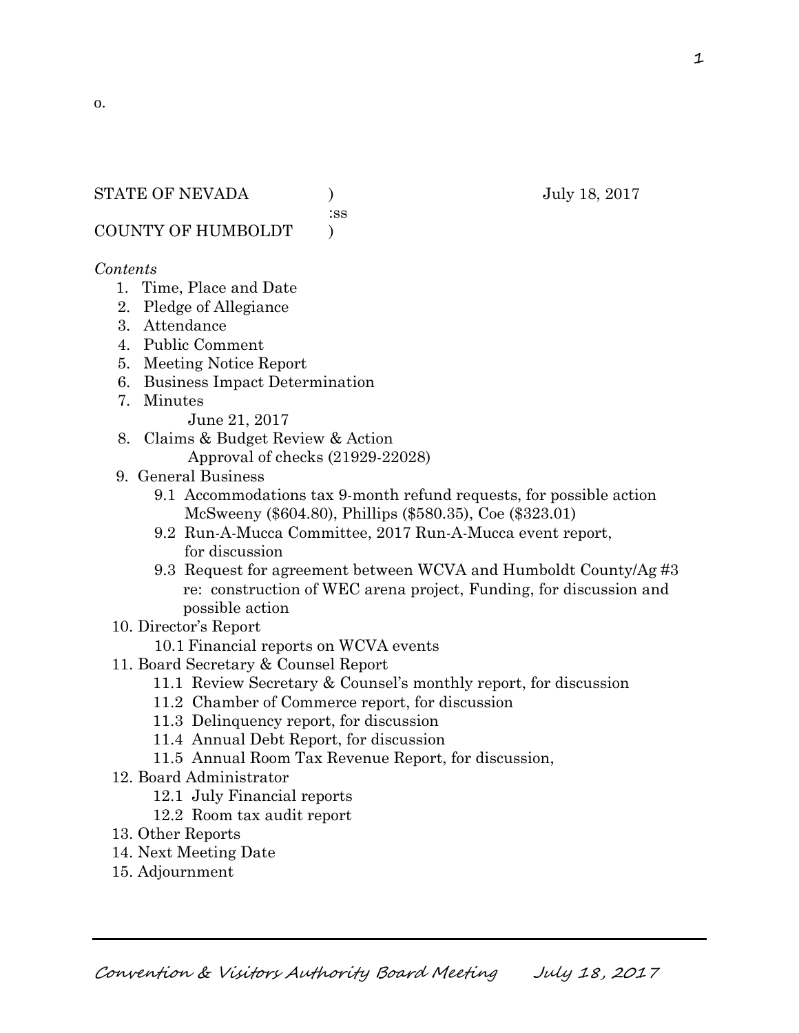o.

STATE OF NEVADA ) July 18, 2017
:ss
COUNTY OF HUMBOLDT )

*Contents*

1. Time, Place and Date
2. Pledge of Allegiance
3. Attendance
4. Public Comment
5. Meeting Notice Report
6. Business Impact Determination
7. Minutes
   June 21, 2017
8. Claims & Budget Review & Action
   Approval of checks (21929-22028)
9. General Business
   - 9.1 Accommodations tax 9-month refund requests, for possible action McSweeny ($604.80), Phillips ($580.35), Coe ($323.01)
   - 9.2 Run-A-Mucca Committee, 2017 Run-A-Mucca event report, for discussion
   - 9.3 Request for agreement between WCVA and Humboldt County/Ag #3 re: construction of WEC arena project, Funding, for discussion and possible action
10. Director's Report
    - 10.1 Financial reports on WCVA events
11. Board Secretary & Counsel Report
    - 11.1 Review Secretary & Counsel's monthly report, for discussion
    - 11.2 Chamber of Commerce report, for discussion
    - 11.3 Delinquency report, for discussion
    - 11.4 Annual Debt Report, for discussion
    - 11.5 Annual Room Tax Revenue Report, for discussion,
12. Board Administrator
    - 12.1 July Financial reports
    - 12.2 Room tax audit report
13. Other Reports
14. Next Meeting Date
15. Adjournment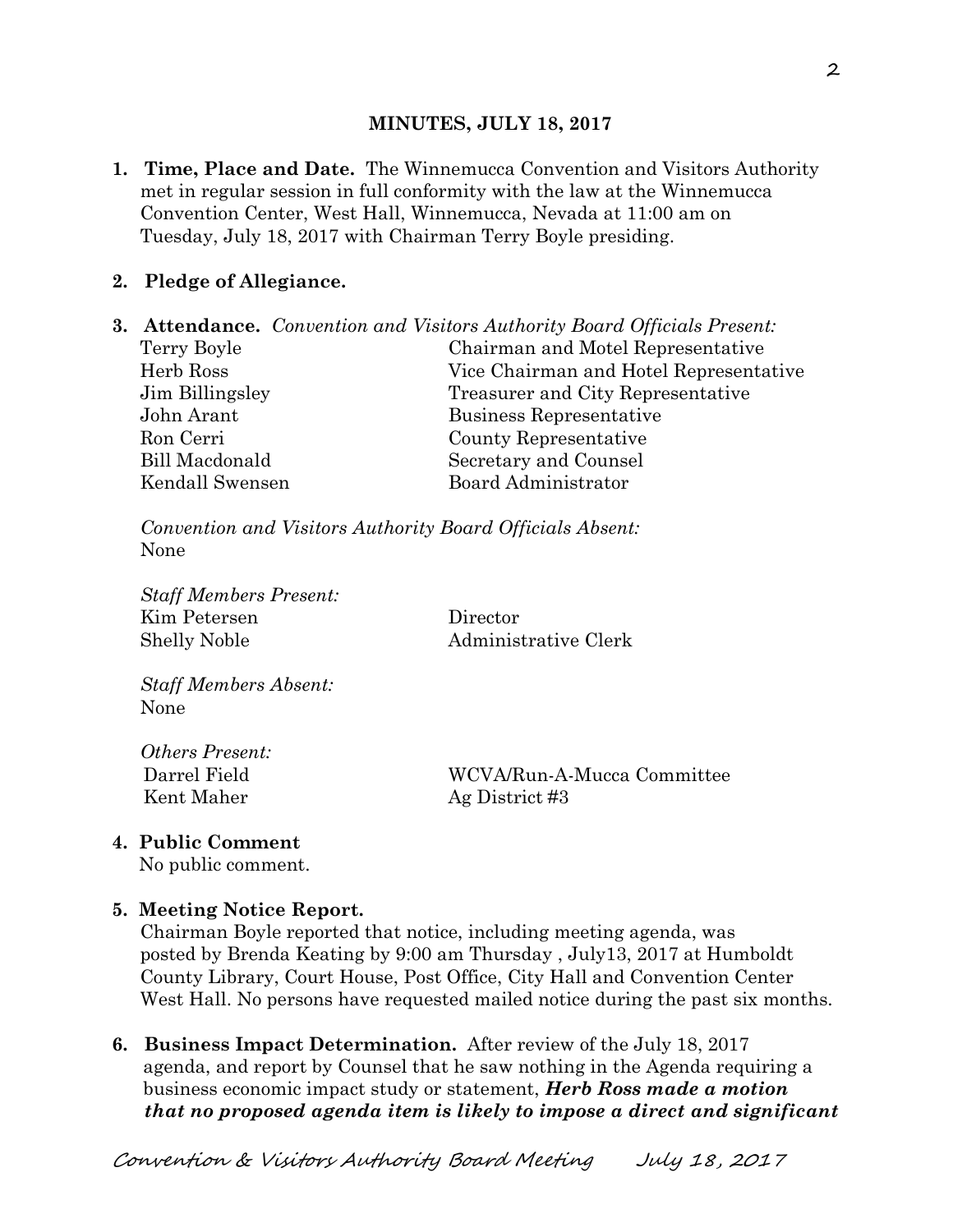**MINUTES, JULY 18, 2017**

1. **Time, Place and Date.** The Winnemucca Convention and Visitors Authority met in regular session in full conformity with the law at the Winnemucca Convention Center, West Hall, Winnemucca, Nevada at 11:00 am on Tuesday, July 18, 2017 with Chairman Terry Boyle presiding.

2. **Pledge of Allegiance.**

3. **Attendance.** *Convention and Visitors Authority Board Officials Present:*

| | |
|---|---|
| Terry Boyle | Chairman and Motel Representative |
| Herb Ross | Vice Chairman and Hotel Representative |
| Jim Billingsley | Treasurer and City Representative |
| John Arant | Business Representative |
| Ron Cerri | County Representative |
| Bill Macdonald | Secretary and Counsel |
| Kendall Swensen | Board Administrator |

*Convention and Visitors Authority Board Officials Absent:*
None

*Staff Members Present:*

| | |
|---|---|
| Kim Petersen | Director |
| Shelly Noble | Administrative Clerk |

*Staff Members Absent:*
None

*Others Present:*

| | |
|---|---|
| Darrel Field | WCVA/Run-A-Mucca Committee |
| Kent Maher | Ag District #3 |

4. **Public Comment**
   No public comment.

5. **Meeting Notice Report.**
   Chairman Boyle reported that notice, including meeting agenda, was posted by Brenda Keating by 9:00 am Thursday , July13, 2017 at Humboldt County Library, Court House, Post Office, City Hall and Convention Center West Hall. No persons have requested mailed notice during the past six months.

6. **Business Impact Determination.** After review of the July 18, 2017 agenda, and report by Counsel that he saw nothing in the Agenda requiring a business economic impact study or statement, ***Herb Ross made a motion that no proposed agenda item is likely to impose a direct and significant***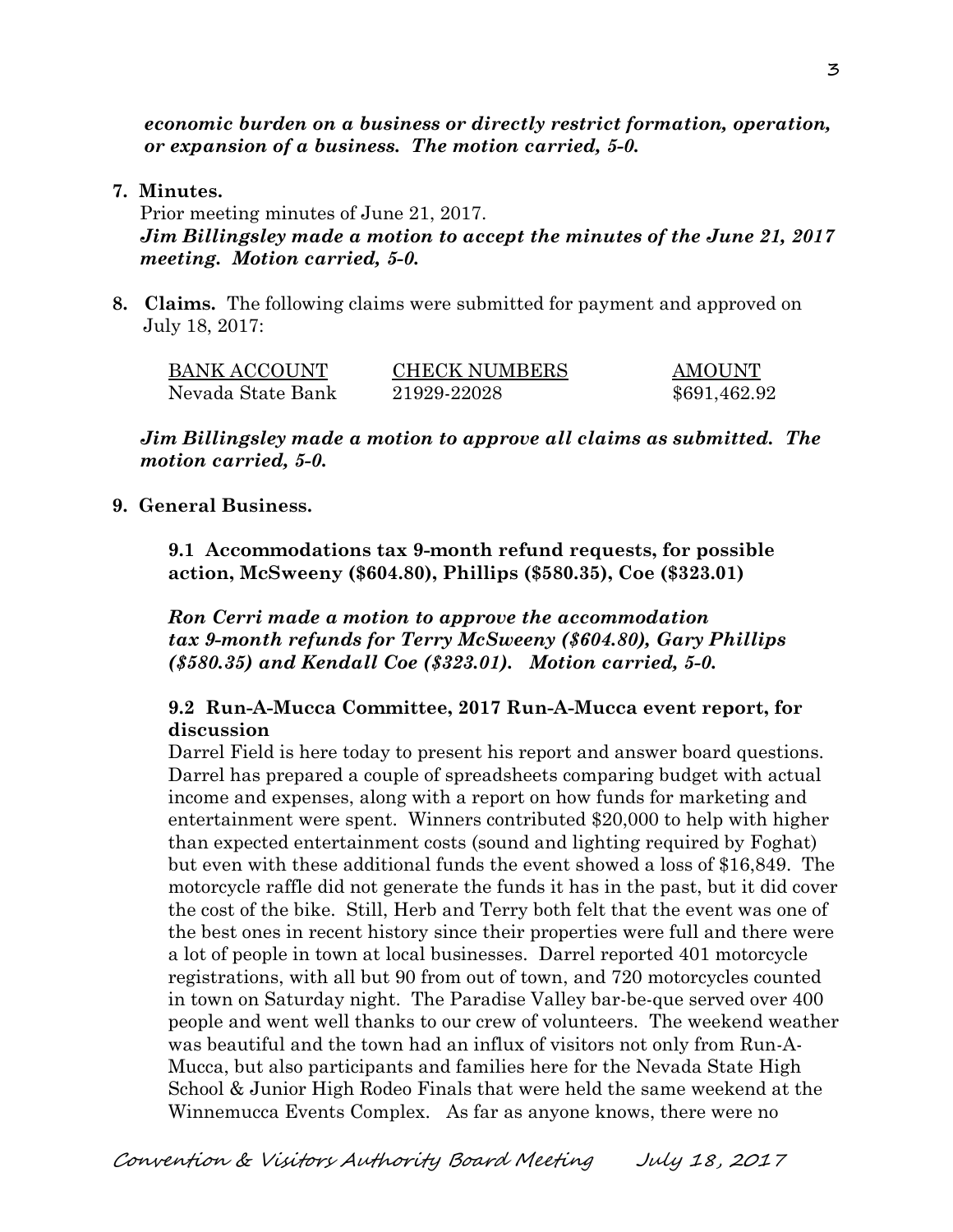***economic burden on a business or directly restrict formation, operation, or expansion of a business. The motion carried, 5-0.***

**7. Minutes.**

Prior meeting minutes of June 21, 2017.

***Jim Billingsley made a motion to accept the minutes of the June 21, 2017 meeting. Motion carried, 5-0.***

**8. Claims.** The following claims were submitted for payment and approved on July 18, 2017:

| BANK ACCOUNT | CHECK NUMBERS | AMOUNT |
|---|---|---|
| Nevada State Bank | 21929-22028 | $691,462.92 |

***Jim Billingsley made a motion to approve all claims as submitted. The motion carried, 5-0.***

**9. General Business.**

**9.1 Accommodations tax 9-month refund requests, for possible action, McSweeny ($604.80), Phillips ($580.35), Coe ($323.01)**

***Ron Cerri made a motion to approve the accommodation tax 9-month refunds for Terry McSweeny ($604.80), Gary Phillips ($580.35) and Kendall Coe ($323.01). Motion carried, 5-0.***

**9.2 Run-A-Mucca Committee, 2017 Run-A-Mucca event report, for discussion**

Darrel Field is here today to present his report and answer board questions. Darrel has prepared a couple of spreadsheets comparing budget with actual income and expenses, along with a report on how funds for marketing and entertainment were spent. Winners contributed $20,000 to help with higher than expected entertainment costs (sound and lighting required by Foghat) but even with these additional funds the event showed a loss of $16,849. The motorcycle raffle did not generate the funds it has in the past, but it did cover the cost of the bike. Still, Herb and Terry both felt that the event was one of the best ones in recent history since their properties were full and there were a lot of people in town at local businesses. Darrel reported 401 motorcycle registrations, with all but 90 from out of town, and 720 motorcycles counted in town on Saturday night. The Paradise Valley bar-be-que served over 400 people and went well thanks to our crew of volunteers. The weekend weather was beautiful and the town had an influx of visitors not only from Run-A-Mucca, but also participants and families here for the Nevada State High School & Junior High Rodeo Finals that were held the same weekend at the Winnemucca Events Complex. As far as anyone knows, there were no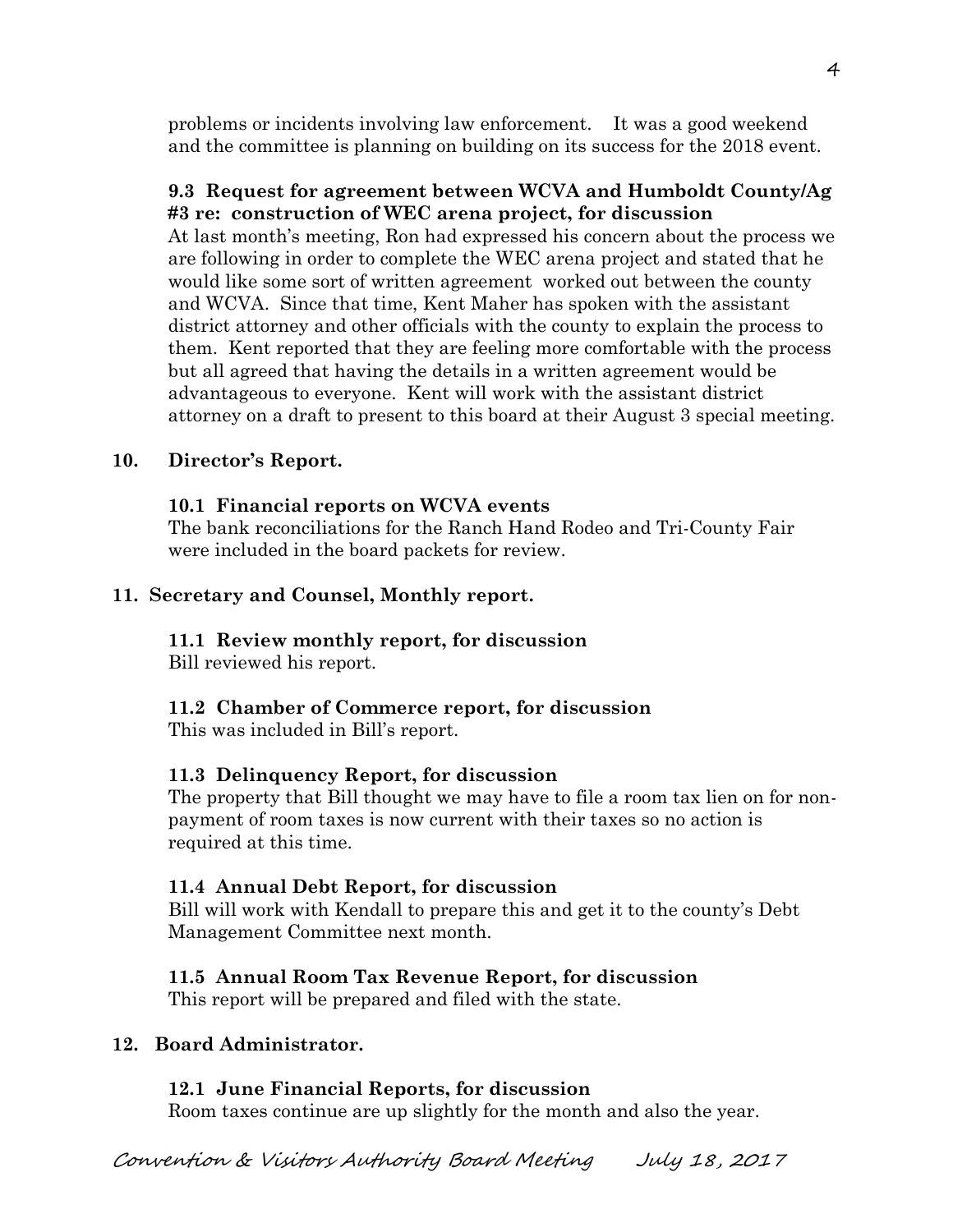problems or incidents involving law enforcement. It was a good weekend and the committee is planning on building on its success for the 2018 event.

**9.3 Request for agreement between WCVA and Humboldt County/Ag #3 re: construction of WEC arena project, for discussion**

At last month's meeting, Ron had expressed his concern about the process we are following in order to complete the WEC arena project and stated that he would like some sort of written agreement worked out between the county and WCVA. Since that time, Kent Maher has spoken with the assistant district attorney and other officials with the county to explain the process to them. Kent reported that they are feeling more comfortable with the process but all agreed that having the details in a written agreement would be advantageous to everyone. Kent will work with the assistant district attorney on a draft to present to this board at their August 3 special meeting.

## 10. Director's Report.

**10.1 Financial reports on WCVA events**

The bank reconciliations for the Ranch Hand Rodeo and Tri-County Fair were included in the board packets for review.

## 11. Secretary and Counsel, Monthly report.

**11.1 Review monthly report, for discussion**

Bill reviewed his report.

**11.2 Chamber of Commerce report, for discussion**

This was included in Bill's report.

**11.3 Delinquency Report, for discussion**

The property that Bill thought we may have to file a room tax lien on for non-payment of room taxes is now current with their taxes so no action is required at this time.

**11.4 Annual Debt Report, for discussion**

Bill will work with Kendall to prepare this and get it to the county's Debt Management Committee next month.

**11.5 Annual Room Tax Revenue Report, for discussion**

This report will be prepared and filed with the state.

## 12. Board Administrator.

**12.1 June Financial Reports, for discussion**

Room taxes continue are up slightly for the month and also the year.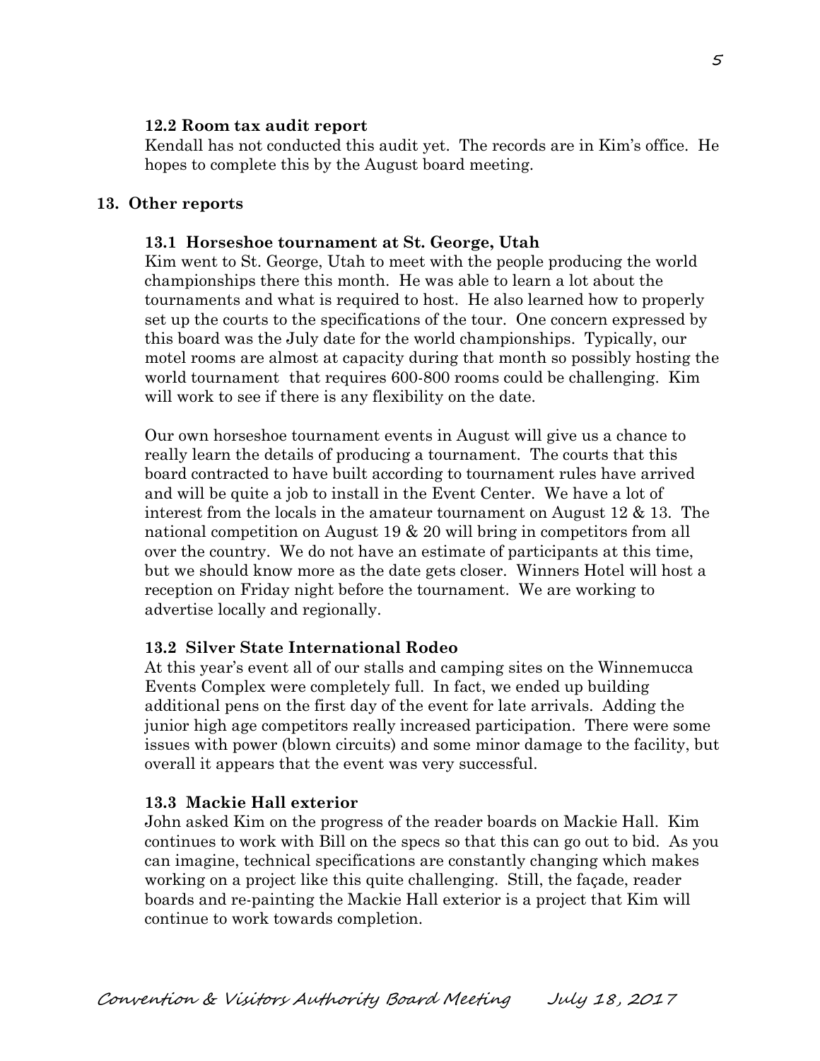**12.2 Room tax audit report**

Kendall has not conducted this audit yet. The records are in Kim's office. He hopes to complete this by the August board meeting.

**13. Other reports**

**13.1 Horseshoe tournament at St. George, Utah**

Kim went to St. George, Utah to meet with the people producing the world championships there this month. He was able to learn a lot about the tournaments and what is required to host. He also learned how to properly set up the courts to the specifications of the tour. One concern expressed by this board was the July date for the world championships. Typically, our motel rooms are almost at capacity during that month so possibly hosting the world tournament that requires 600-800 rooms could be challenging. Kim will work to see if there is any flexibility on the date.

Our own horseshoe tournament events in August will give us a chance to really learn the details of producing a tournament. The courts that this board contracted to have built according to tournament rules have arrived and will be quite a job to install in the Event Center. We have a lot of interest from the locals in the amateur tournament on August 12 & 13. The national competition on August 19 & 20 will bring in competitors from all over the country. We do not have an estimate of participants at this time, but we should know more as the date gets closer. Winners Hotel will host a reception on Friday night before the tournament. We are working to advertise locally and regionally.

**13.2 Silver State International Rodeo**

At this year's event all of our stalls and camping sites on the Winnemucca Events Complex were completely full. In fact, we ended up building additional pens on the first day of the event for late arrivals. Adding the junior high age competitors really increased participation. There were some issues with power (blown circuits) and some minor damage to the facility, but overall it appears that the event was very successful.

**13.3 Mackie Hall exterior**

John asked Kim on the progress of the reader boards on Mackie Hall. Kim continues to work with Bill on the specs so that this can go out to bid. As you can imagine, technical specifications are constantly changing which makes working on a project like this quite challenging. Still, the façade, reader boards and re-painting the Mackie Hall exterior is a project that Kim will continue to work towards completion.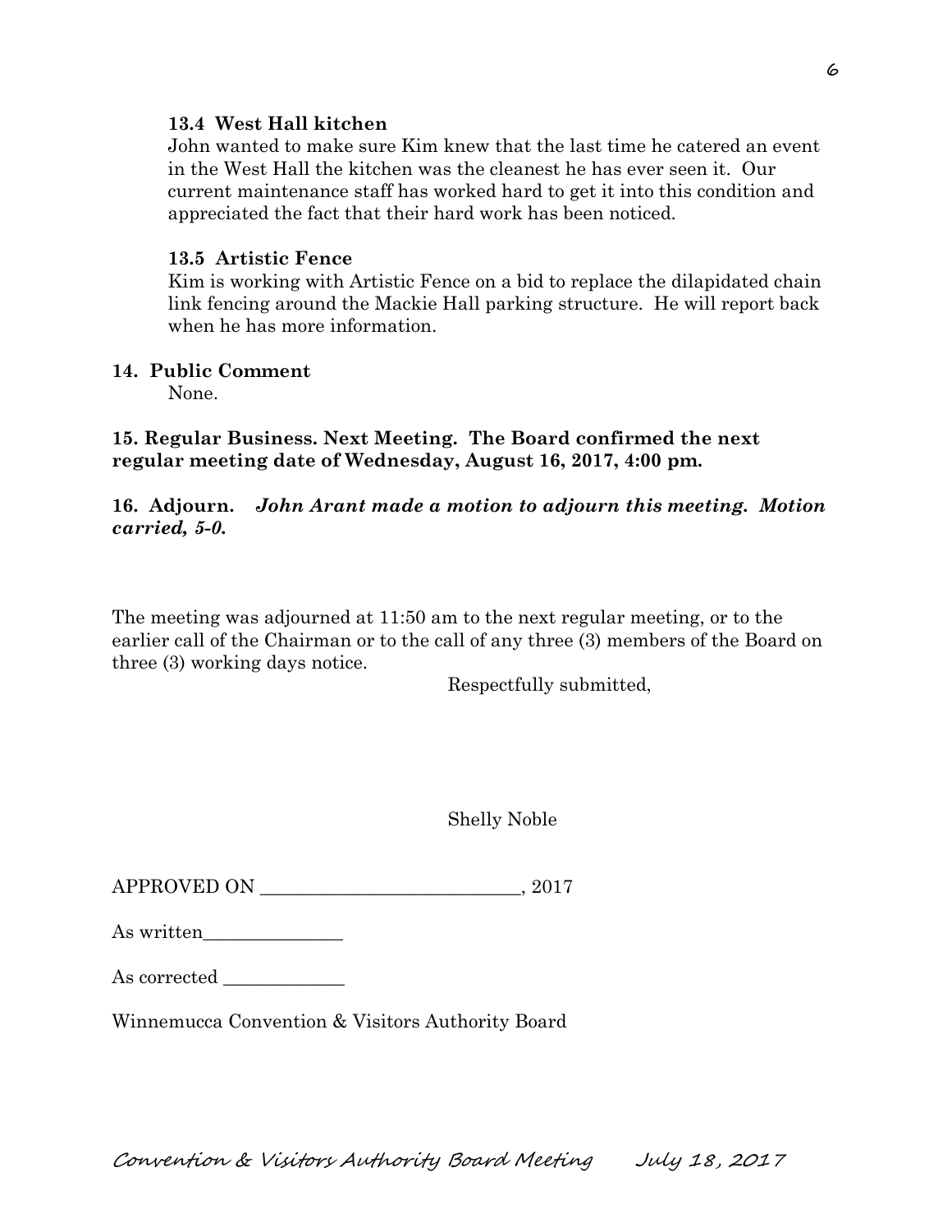**13.4 West Hall kitchen**

John wanted to make sure Kim knew that the last time he catered an event in the West Hall the kitchen was the cleanest he has ever seen it. Our current maintenance staff has worked hard to get it into this condition and appreciated the fact that their hard work has been noticed.

**13.5 Artistic Fence**

Kim is working with Artistic Fence on a bid to replace the dilapidated chain link fencing around the Mackie Hall parking structure. He will report back when he has more information.

**14. Public Comment**

None.

**15. Regular Business. Next Meeting. The Board confirmed the next regular meeting date of Wednesday, August 16, 2017, 4:00 pm.**

**16. Adjourn.** ***John Arant made a motion to adjourn this meeting. Motion carried, 5-0.***

The meeting was adjourned at 11:50 am to the next regular meeting, or to the earlier call of the Chairman or to the call of any three (3) members of the Board on three (3) working days notice.

Respectfully submitted,

Shelly Noble

APPROVED ON ____________________________, 2017

As written_______________

As corrected _____________

Winnemucca Convention & Visitors Authority Board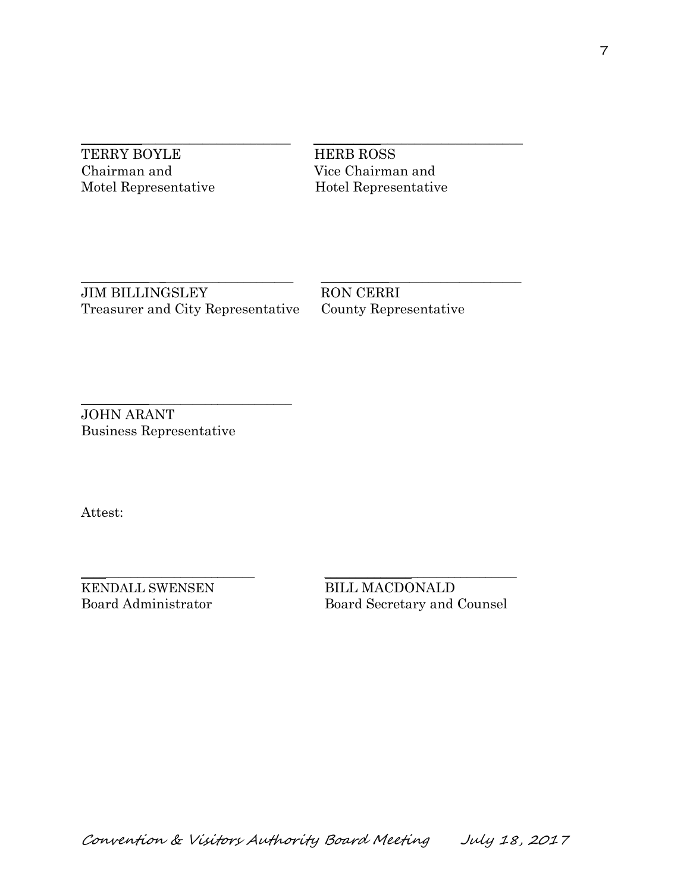\_\_\_\_\_\_\_\_\_\_\_\_\_\_\_\_\_\_\_\_\_\_\_\_\_\_\_\_\_\_\_\_\_\_\_\_

TERRY BOYLE
Chairman and
Motel Representative

\_\_\_\_\_\_\_\_\_\_\_\_\_\_\_\_\_\_\_\_\_\_\_\_\_\_\_\_\_\_\_\_\_\_\_\_

HERB ROSS
Vice Chairman and
Hotel Representative

\_\_\_\_\_\_\_\_\_\_\_\_\_\_\_\_\_\_\_\_\_\_\_\_\_\_\_\_\_\_\_\_\_\_\_\_

JIM BILLINGSLEY
Treasurer and City Representative

\_\_\_\_\_\_\_\_\_\_\_\_\_\_\_\_\_\_\_\_\_\_\_\_\_\_\_\_\_\_\_\_\_\_\_\_

RON CERRI
County Representative

\_\_\_\_\_\_\_\_\_\_\_\_\_\_\_\_\_\_\_\_\_\_\_\_\_\_\_\_\_\_\_\_\_\_\_\_

JOHN ARANT
Business Representative

Attest:

\_\_\_\_\_\_\_\_\_\_\_\_\_\_\_\_\_\_\_\_\_\_\_\_\_\_\_\_\_\_\_\_\_\_\_\_

KENDALL SWENSEN
Board Administrator

\_\_\_\_\_\_\_\_\_\_\_\_\_\_\_\_\_\_\_\_\_\_\_\_\_\_\_\_\_\_\_\_\_\_\_\_

BILL MACDONALD
Board Secretary and Counsel